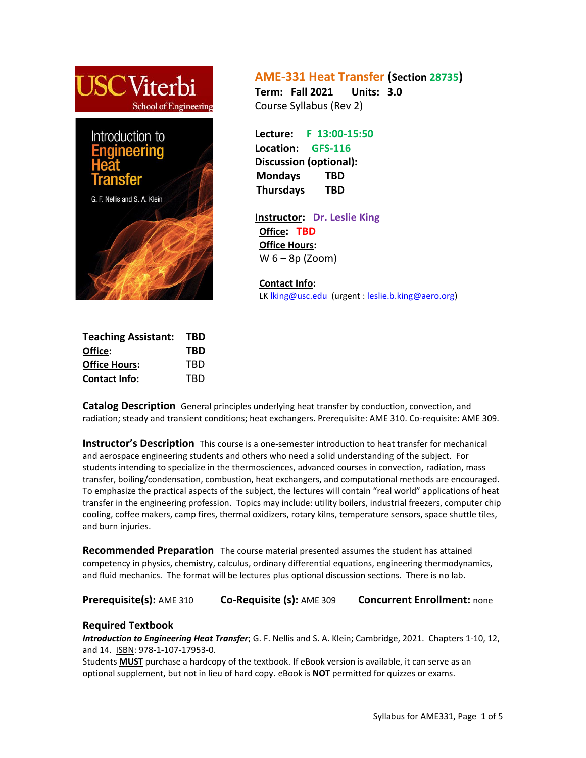# AME-331 Heat Transfer (Section 28735)

**Term:** Fall 2021 **Units:** 3.0

Course Syllabus (Rev 2)

**Lecture:** F 13:00-15:50
**Location:** GFS-116
**Discussion (optional):**
**Mondays** TBD
**Thursdays** TBD

**Instructor:** Dr. Leslie King
**Office:** TBD
**Office Hours:**
W 6 – 8p (Zoom)

**Contact Info:**
LK lking@usc.edu (urgent : leslie.b.king@aero.org)

| | |
|---|---|
| **Teaching Assistant:** | **TBD** |
| **Office:** | **TBD** |
| **Office Hours:** | TBD |
| **Contact Info:** | TBD |

**Catalog Description** General principles underlying heat transfer by conduction, convection, and radiation; steady and transient conditions; heat exchangers. Prerequisite: AME 310. Co-requisite: AME 309.

**Instructor's Description** This course is a one-semester introduction to heat transfer for mechanical and aerospace engineering students and others who need a solid understanding of the subject. For students intending to specialize in the thermosciences, advanced courses in convection, radiation, mass transfer, boiling/condensation, combustion, heat exchangers, and computational methods are encouraged. To emphasize the practical aspects of the subject, the lectures will contain "real world" applications of heat transfer in the engineering profession. Topics may include: utility boilers, industrial freezers, computer chip cooling, coffee makers, camp fires, thermal oxidizers, rotary kilns, temperature sensors, space shuttle tiles, and burn injuries.

**Recommended Preparation** The course material presented assumes the student has attained competency in physics, chemistry, calculus, ordinary differential equations, engineering thermodynamics, and fluid mechanics. The format will be lectures plus optional discussion sections. There is no lab.

**Prerequisite(s):** AME 310 **Co-Requisite (s):** AME 309 **Concurrent Enrollment:** none

## Required Textbook

***Introduction to Engineering Heat Transfer***; G. F. Nellis and S. A. Klein; Cambridge, 2021. Chapters 1-10, 12, and 14. ISBN: 978-1-107-17953-0.

Students **MUST** purchase a hardcopy of the textbook. If eBook version is available, it can serve as an optional supplement, but not in lieu of hard copy. eBook is **NOT** permitted for quizzes or exams.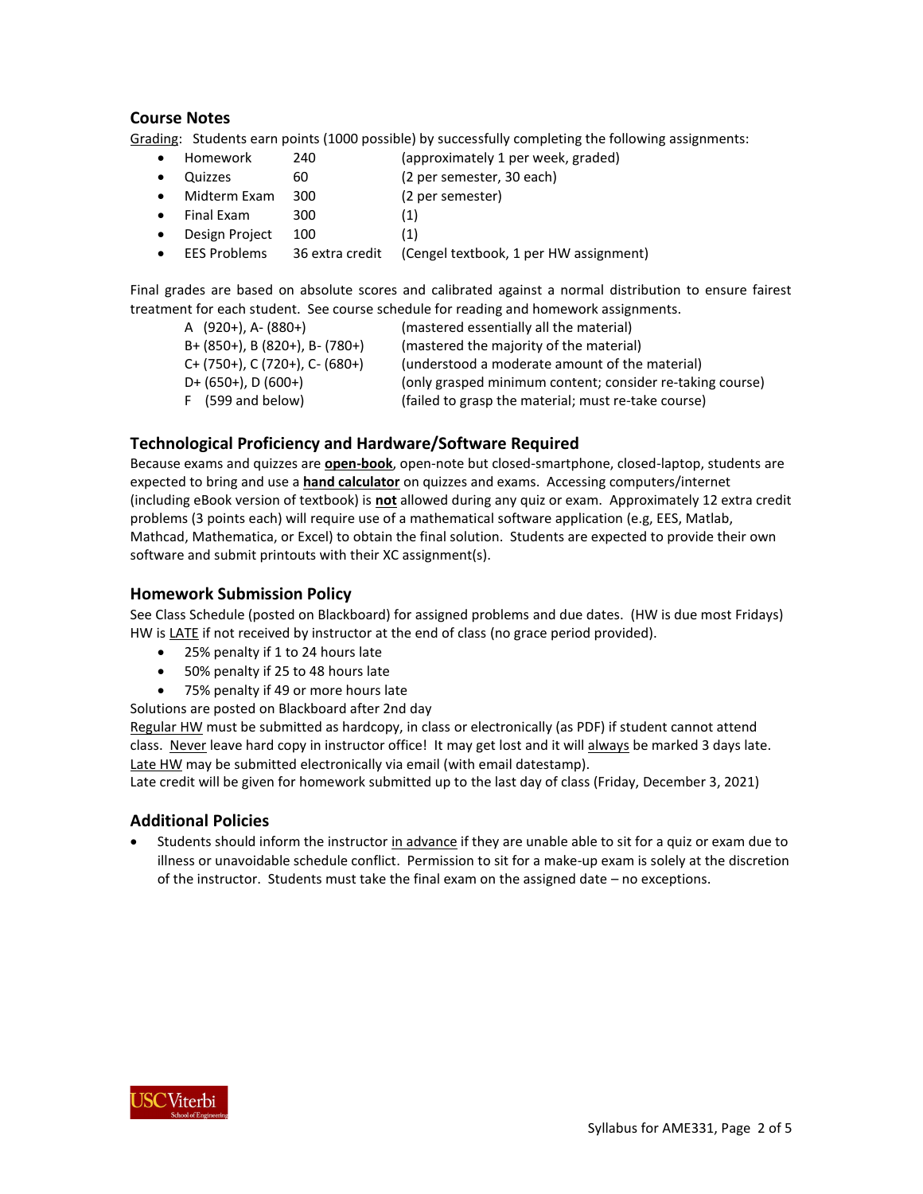## Course Notes

Grading: Students earn points (1000 possible) by successfully completing the following assignments:

- Homework 240 (approximately 1 per week, graded)
- Quizzes 60 (2 per semester, 30 each)
- Midterm Exam 300 (2 per semester)
- Final Exam 300 (1)
- Design Project 100 (1)
- EES Problems 36 extra credit (Cengel textbook, 1 per HW assignment)

Final grades are based on absolute scores and calibrated against a normal distribution to ensure fairest treatment for each student. See course schedule for reading and homework assignments.

| | |
|---|---|
| A (920+), A- (880+) | (mastered essentially all the material) |
| B+ (850+), B (820+), B- (780+) | (mastered the majority of the material) |
| C+ (750+), C (720+), C- (680+) | (understood a moderate amount of the material) |
| D+ (650+), D (600+) | (only grasped minimum content; consider re-taking course) |
| F (599 and below) | (failed to grasp the material; must re-take course) |

## Technological Proficiency and Hardware/Software Required

Because exams and quizzes are **open-book**, open-note but closed-smartphone, closed-laptop, students are expected to bring and use a **hand calculator** on quizzes and exams. Accessing computers/internet (including eBook version of textbook) is **not** allowed during any quiz or exam. Approximately 12 extra credit problems (3 points each) will require use of a mathematical software application (e.g, EES, Matlab, Mathcad, Mathematica, or Excel) to obtain the final solution. Students are expected to provide their own software and submit printouts with their XC assignment(s).

## Homework Submission Policy

See Class Schedule (posted on Blackboard) for assigned problems and due dates. (HW is due most Fridays) HW is LATE if not received by instructor at the end of class (no grace period provided).

- 25% penalty if 1 to 24 hours late
- 50% penalty if 25 to 48 hours late
- 75% penalty if 49 or more hours late

Solutions are posted on Blackboard after 2nd day

Regular HW must be submitted as hardcopy, in class or electronically (as PDF) if student cannot attend class. Never leave hard copy in instructor office! It may get lost and it will always be marked 3 days late. Late HW may be submitted electronically via email (with email datestamp).

Late credit will be given for homework submitted up to the last day of class (Friday, December 3, 2021)

## Additional Policies

- Students should inform the instructor in advance if they are unable able to sit for a quiz or exam due to illness or unavoidable schedule conflict. Permission to sit for a make-up exam is solely at the discretion of the instructor. Students must take the final exam on the assigned date – no exceptions.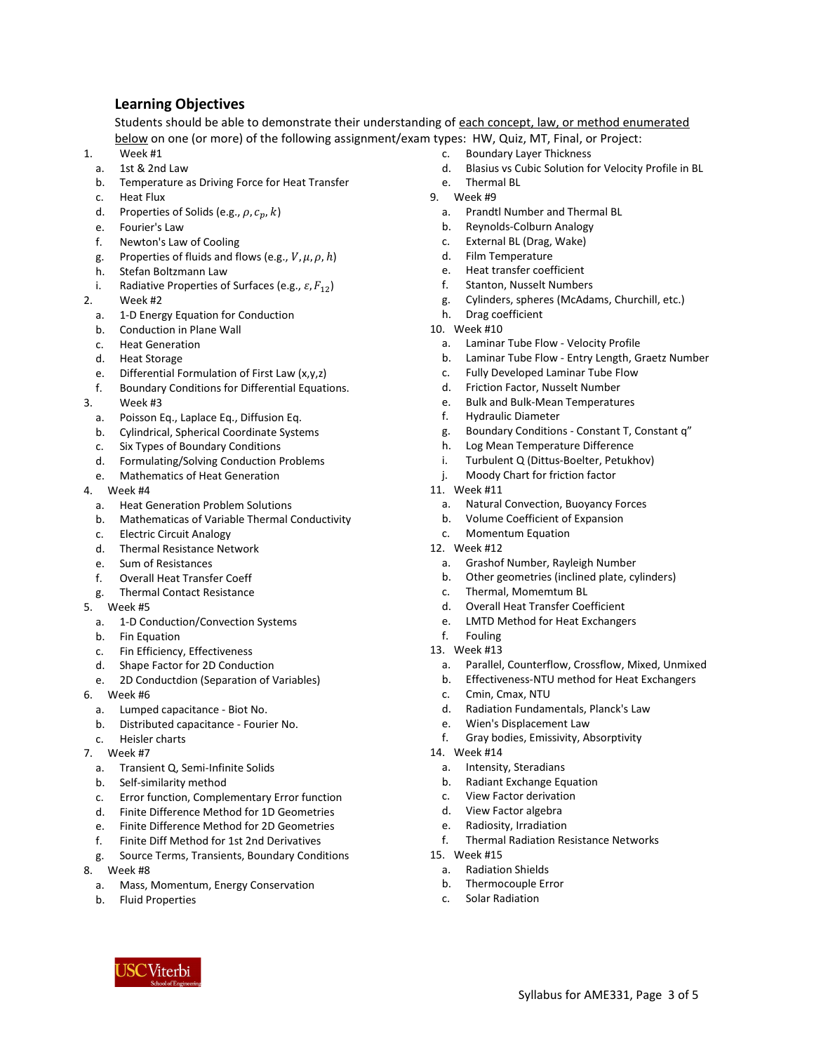### Learning Objectives

Students should be able to demonstrate their understanding of each concept, law, or method enumerated below on one (or more) of the following assignment/exam types: HW, Quiz, MT, Final, or Project:

1. Week #1
   a. 1st & 2nd Law
   b. Temperature as Driving Force for Heat Transfer
   c. Heat Flux
   d. Properties of Solids (e.g., $\rho, c_p, k$)
   e. Fourier's Law
   f. Newton's Law of Cooling
   g. Properties of fluids and flows (e.g., $V, \mu, \rho, h$)
   h. Stefan Boltzmann Law
   i. Radiative Properties of Surfaces (e.g., $\varepsilon, F_{12}$)
2. Week #2
   a. 1-D Energy Equation for Conduction
   b. Conduction in Plane Wall
   c. Heat Generation
   d. Heat Storage
   e. Differential Formulation of First Law (x,y,z)
   f. Boundary Conditions for Differential Equations.
3. Week #3
   a. Poisson Eq., Laplace Eq., Diffusion Eq.
   b. Cylindrical, Spherical Coordinate Systems
   c. Six Types of Boundary Conditions
   d. Formulating/Solving Conduction Problems
   e. Mathematics of Heat Generation
4. Week #4
   a. Heat Generation Problem Solutions
   b. Mathematicas of Variable Thermal Conductivity
   c. Electric Circuit Analogy
   d. Thermal Resistance Network
   e. Sum of Resistances
   f. Overall Heat Transfer Coeff
   g. Thermal Contact Resistance
5. Week #5
   a. 1-D Conduction/Convection Systems
   b. Fin Equation
   c. Fin Efficiency, Effectiveness
   d. Shape Factor for 2D Conduction
   e. 2D Conductdion (Separation of Variables)
6. Week #6
   a. Lumped capacitance - Biot No.
   b. Distributed capacitance - Fourier No.
   c. Heisler charts
7. Week #7
   a. Transient Q, Semi-Infinite Solids
   b. Self-similarity method
   c. Error function, Complementary Error function
   d. Finite Difference Method for 1D Geometries
   e. Finite Difference Method for 2D Geometries
   f. Finite Diff Method for 1st 2nd Derivatives
   g. Source Terms, Transients, Boundary Conditions
8. Week #8
   a. Mass, Momentum, Energy Conservation
   b. Fluid Properties
   c. Boundary Layer Thickness
   d. Blasius vs Cubic Solution for Velocity Profile in BL
   e. Thermal BL
9. Week #9
   a. Prandtl Number and Thermal BL
   b. Reynolds-Colburn Analogy
   c. External BL (Drag, Wake)
   d. Film Temperature
   e. Heat transfer coefficient
   f. Stanton, Nusselt Numbers
   g. Cylinders, spheres (McAdams, Churchill, etc.)
   h. Drag coefficient
10. Week #10
    a. Laminar Tube Flow - Velocity Profile
    b. Laminar Tube Flow - Entry Length, Graetz Number
    c. Fully Developed Laminar Tube Flow
    d. Friction Factor, Nusselt Number
    e. Bulk and Bulk-Mean Temperatures
    f. Hydraulic Diameter
    g. Boundary Conditions - Constant T, Constant q"
    h. Log Mean Temperature Difference
    i. Turbulent Q (Dittus-Boelter, Petukhov)
    j. Moody Chart for friction factor
11. Week #11
    a. Natural Convection, Buoyancy Forces
    b. Volume Coefficient of Expansion
    c. Momentum Equation
12. Week #12
    a. Grashof Number, Rayleigh Number
    b. Other geometries (inclined plate, cylinders)
    c. Thermal, Momemtum BL
    d. Overall Heat Transfer Coefficient
    e. LMTD Method for Heat Exchangers
    f. Fouling
13. Week #13
    a. Parallel, Counterflow, Crossflow, Mixed, Unmixed
    b. Effectiveness-NTU method for Heat Exchangers
    c. Cmin, Cmax, NTU
    d. Radiation Fundamentals, Planck's Law
    e. Wien's Displacement Law
    f. Gray bodies, Emissivity, Absorptivity
14. Week #14
    a. Intensity, Steradians
    b. Radiant Exchange Equation
    c. View Factor derivation
    d. View Factor algebra
    e. Radiosity, Irradiation
    f. Thermal Radiation Resistance Networks
15. Week #15
    a. Radiation Shields
    b. Thermocouple Error
    c. Solar Radiation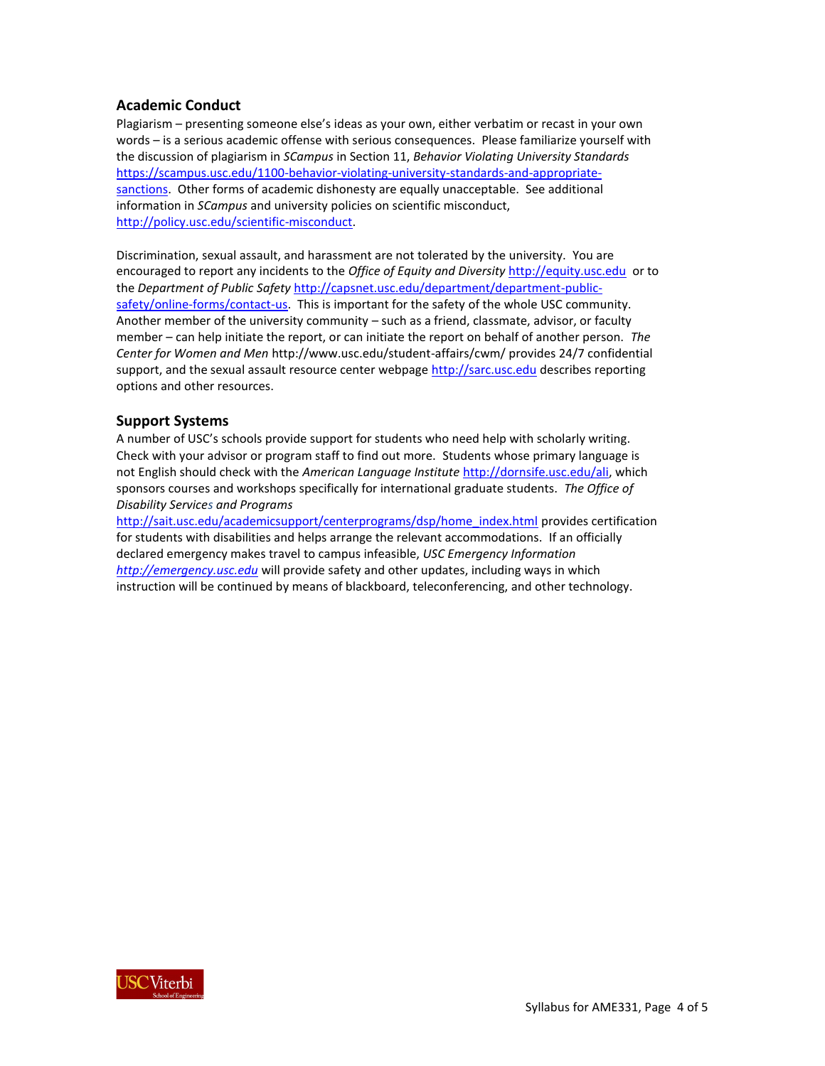## Academic Conduct

Plagiarism – presenting someone else's ideas as your own, either verbatim or recast in your own words – is a serious academic offense with serious consequences. Please familiarize yourself with the discussion of plagiarism in *SCampus* in Section 11, *Behavior Violating University Standards* https://scampus.usc.edu/1100-behavior-violating-university-standards-and-appropriate-sanctions. Other forms of academic dishonesty are equally unacceptable. See additional information in *SCampus* and university policies on scientific misconduct, http://policy.usc.edu/scientific-misconduct.

Discrimination, sexual assault, and harassment are not tolerated by the university. You are encouraged to report any incidents to the *Office of Equity and Diversity* http://equity.usc.edu or to the *Department of Public Safety* http://capsnet.usc.edu/department/department-public-safety/online-forms/contact-us. This is important for the safety of the whole USC community. Another member of the university community – such as a friend, classmate, advisor, or faculty member – can help initiate the report, or can initiate the report on behalf of another person. *The Center for Women and Men* http://www.usc.edu/student-affairs/cwm/ provides 24/7 confidential support, and the sexual assault resource center webpage http://sarc.usc.edu describes reporting options and other resources.

## Support Systems

A number of USC's schools provide support for students who need help with scholarly writing. Check with your advisor or program staff to find out more. Students whose primary language is not English should check with the *American Language Institute* http://dornsife.usc.edu/ali, which sponsors courses and workshops specifically for international graduate students. *The Office of Disability Services and Programs* http://sait.usc.edu/academicsupport/centerprograms/dsp/home_index.html provides certification for students with disabilities and helps arrange the relevant accommodations. If an officially declared emergency makes travel to campus infeasible, *USC Emergency Information* *http://emergency.usc.edu* will provide safety and other updates, including ways in which instruction will be continued by means of blackboard, teleconferencing, and other technology.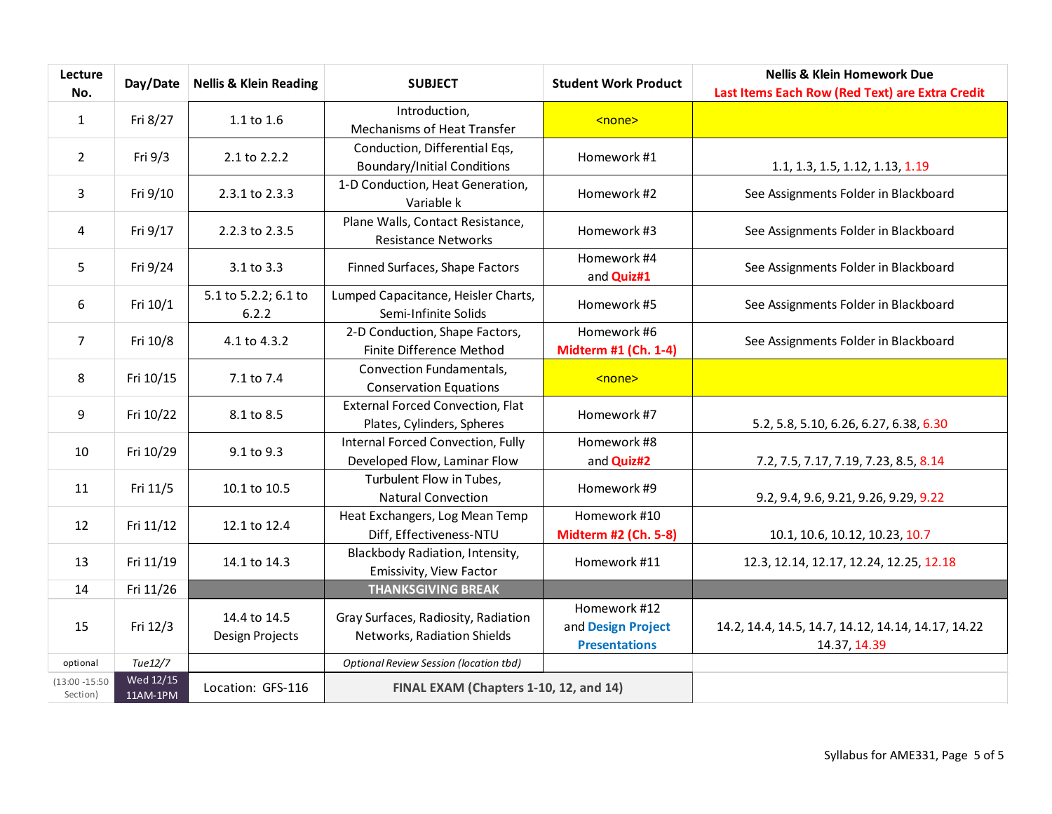| Lecture No. | Day/Date | Nellis & Klein Reading | SUBJECT | Student Work Product | Nellis & Klein Homework Due<br>Last Items Each Row (Red Text) are Extra Credit |
|---|---|---|---|---|---|
| 1 | Fri 8/27 | 1.1 to 1.6 | Introduction, Mechanisms of Heat Transfer | <none> | |
| 2 | Fri 9/3 | 2.1 to 2.2.2 | Conduction, Differential Eqs, Boundary/Initial Conditions | Homework #1 | 1.1, 1.3, 1.5, 1.12, 1.13, 1.19 |
| 3 | Fri 9/10 | 2.3.1 to 2.3.3 | 1-D Conduction, Heat Generation, Variable k | Homework #2 | See Assignments Folder in Blackboard |
| 4 | Fri 9/17 | 2.2.3 to 2.3.5 | Plane Walls, Contact Resistance, Resistance Networks | Homework #3 | See Assignments Folder in Blackboard |
| 5 | Fri 9/24 | 3.1 to 3.3 | Finned Surfaces, Shape Factors | Homework #4 and **Quiz#1** | See Assignments Folder in Blackboard |
| 6 | Fri 10/1 | 5.1 to 5.2.2; 6.1 to 6.2.2 | Lumped Capacitance, Heisler Charts, Semi-Infinite Solids | Homework #5 | See Assignments Folder in Blackboard |
| 7 | Fri 10/8 | 4.1 to 4.3.2 | 2-D Conduction, Shape Factors, Finite Difference Method | Homework #6 **Midterm #1 (Ch. 1-4)** | See Assignments Folder in Blackboard |
| 8 | Fri 10/15 | 7.1 to 7.4 | Convection Fundamentals, Conservation Equations | <none> | |
| 9 | Fri 10/22 | 8.1 to 8.5 | External Forced Convection, Flat Plates, Cylinders, Spheres | Homework #7 | 5.2, 5.8, 5.10, 6.26, 6.27, 6.38, 6.30 |
| 10 | Fri 10/29 | 9.1 to 9.3 | Internal Forced Convection, Fully Developed Flow, Laminar Flow | Homework #8 and **Quiz#2** | 7.2, 7.5, 7.17, 7.19, 7.23, 8.5, 8.14 |
| 11 | Fri 11/5 | 10.1 to 10.5 | Turbulent Flow in Tubes, Natural Convection | Homework #9 | 9.2, 9.4, 9.6, 9.21, 9.26, 9.29, 9.22 |
| 12 | Fri 11/12 | 12.1 to 12.4 | Heat Exchangers, Log Mean Temp Diff, Effectiveness-NTU | Homework #10 **Midterm #2 (Ch. 5-8)** | 10.1, 10.6, 10.12, 10.23, 10.7 |
| 13 | Fri 11/19 | 14.1 to 14.3 | Blackbody Radiation, Intensity, Emissivity, View Factor | Homework #11 | 12.3, 12.14, 12.17, 12.24, 12.25, 12.18 |
| 14 | Fri 11/26 | | **THANKSGIVING BREAK** | | |
| 15 | Fri 12/3 | 14.4 to 14.5 Design Projects | Gray Surfaces, Radiosity, Radiation Networks, Radiation Shields | Homework #12 and **Design Project Presentations** | 14.2, 14.4, 14.5, 14.7, 14.12, 14.14, 14.17, 14.22 14.37, 14.39 |
| optional | *Tue12/7* | | *Optional Review Session (location tbd)* | | |
| (13:00 -15:50 Section) | Wed 12/15 11AM-1PM | Location: GFS-116 | **FINAL EXAM (Chapters 1-10, 12, and 14)** | | |

Syllabus for AME331